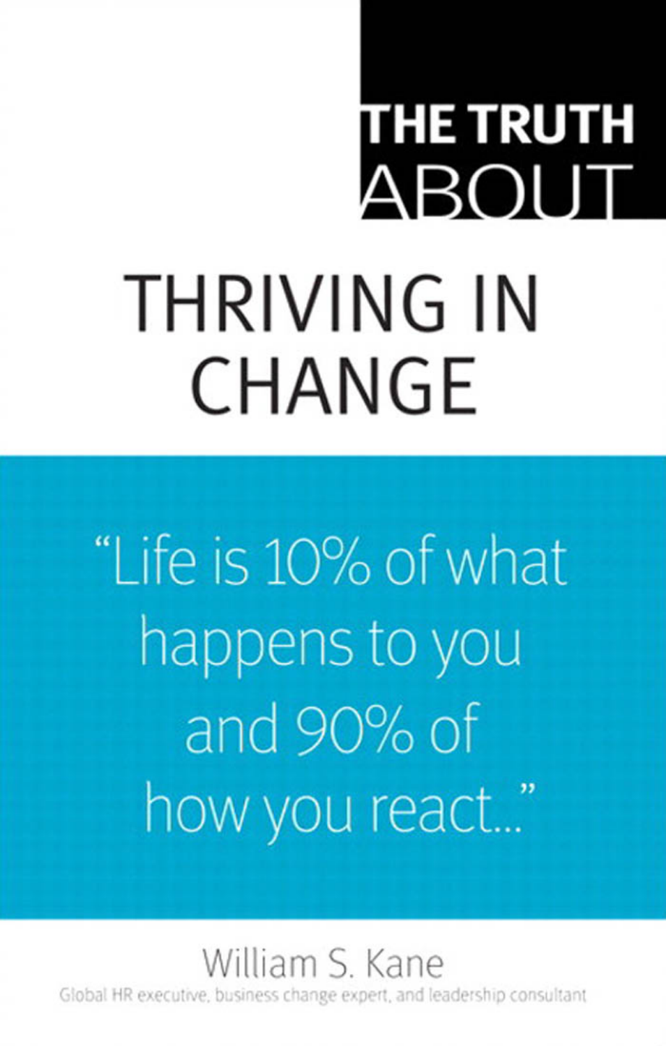# THE TRUTH ABOUT

# THRIVING IN CHANGE

"Life is 10% of what happens to you and 90% of how you react..."

William S. Kane

Global HR executive, business change expert, and leadership consultant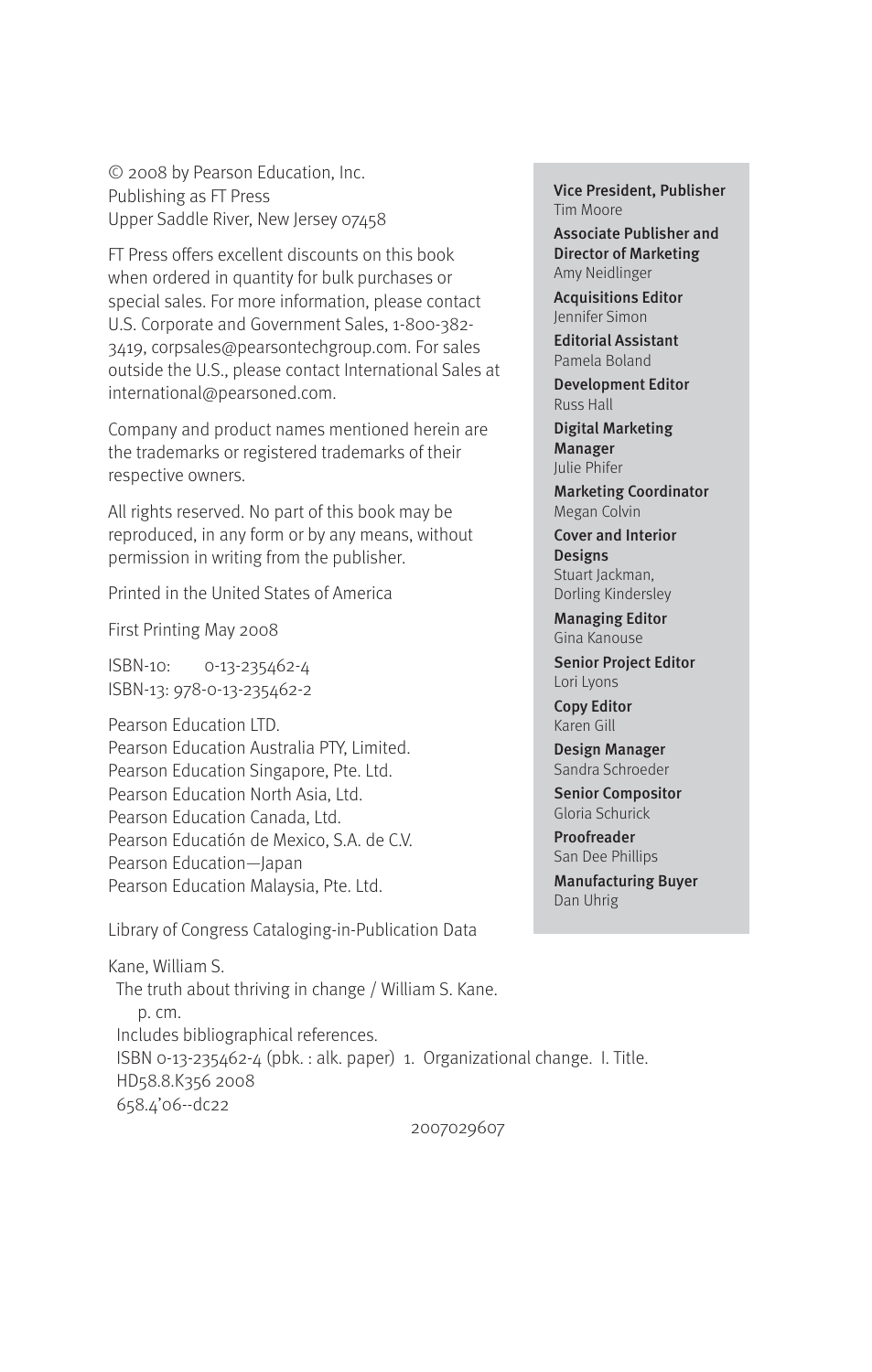© 2008 by Pearson Education, Inc.
Publishing as FT Press
Upper Saddle River, New Jersey 07458

FT Press offers excellent discounts on this book when ordered in quantity for bulk purchases or special sales. For more information, please contact U.S. Corporate and Government Sales, 1-800-382-3419, corpsales@pearsontechgroup.com. For sales outside the U.S., please contact International Sales at international@pearsoned.com.

Company and product names mentioned herein are the trademarks or registered trademarks of their respective owners.

All rights reserved. No part of this book may be reproduced, in any form or by any means, without permission in writing from the publisher.

Printed in the United States of America

First Printing May 2008

ISBN-10: 0-13-235462-4
ISBN-13: 978-0-13-235462-2

Pearson Education LTD.
Pearson Education Australia PTY, Limited.
Pearson Education Singapore, Pte. Ltd.
Pearson Education North Asia, Ltd.
Pearson Education Canada, Ltd.
Pearson Educatión de Mexico, S.A. de C.V.
Pearson Education—Japan
Pearson Education Malaysia, Pte. Ltd.

Library of Congress Cataloging-in-Publication Data

Kane, William S.
The truth about thriving in change / William S. Kane.
p. cm.
Includes bibliographical references.
ISBN 0-13-235462-4 (pbk. : alk. paper) 1. Organizational change. I. Title.
HD58.8.K356 2008
658.4'06--dc22

2007029607

**Vice President, Publisher**
Tim Moore

**Associate Publisher and Director of Marketing**
Amy Neidlinger

**Acquisitions Editor**
Jennifer Simon

**Editorial Assistant**
Pamela Boland

**Development Editor**
Russ Hall

**Digital Marketing Manager**
Julie Phifer

**Marketing Coordinator**
Megan Colvin

**Cover and Interior Designs**
Stuart Jackman, Dorling Kindersley

**Managing Editor**
Gina Kanouse

**Senior Project Editor**
Lori Lyons

**Copy Editor**
Karen Gill

**Design Manager**
Sandra Schroeder

**Senior Compositor**
Gloria Schurick

**Proofreader**
San Dee Phillips

**Manufacturing Buyer**
Dan Uhrig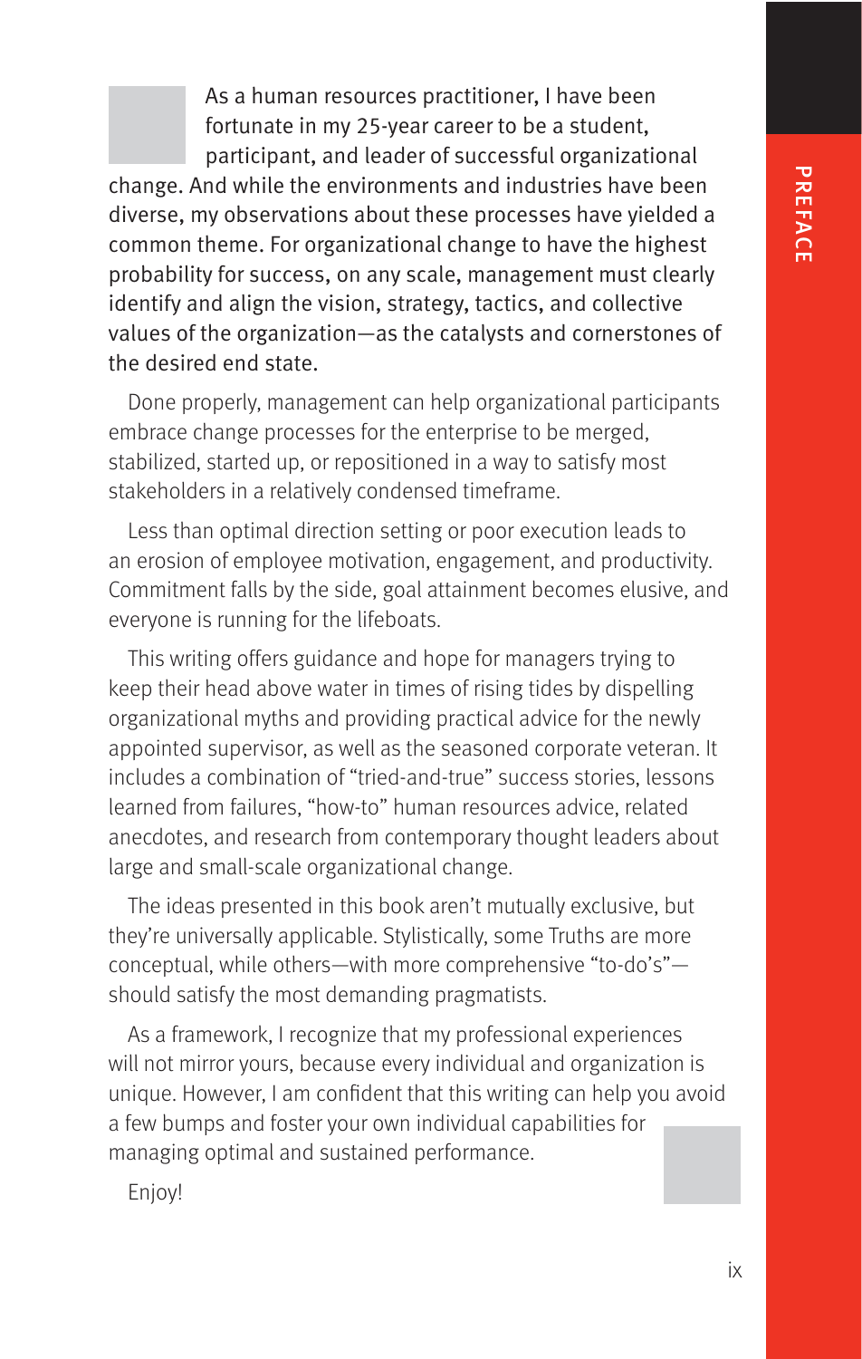As a human resources practitioner, I have been fortunate in my 25-year career to be a student, participant, and leader of successful organizational change. And while the environments and industries have been diverse, my observations about these processes have yielded a common theme. For organizational change to have the highest probability for success, on any scale, management must clearly identify and align the vision, strategy, tactics, and collective values of the organization—as the catalysts and cornerstones of the desired end state.

Done properly, management can help organizational participants embrace change processes for the enterprise to be merged, stabilized, started up, or repositioned in a way to satisfy most stakeholders in a relatively condensed timeframe.

Less than optimal direction setting or poor execution leads to an erosion of employee motivation, engagement, and productivity. Commitment falls by the side, goal attainment becomes elusive, and everyone is running for the lifeboats.

This writing offers guidance and hope for managers trying to keep their head above water in times of rising tides by dispelling organizational myths and providing practical advice for the newly appointed supervisor, as well as the seasoned corporate veteran. It includes a combination of "tried-and-true" success stories, lessons learned from failures, "how-to" human resources advice, related anecdotes, and research from contemporary thought leaders about large and small-scale organizational change.

The ideas presented in this book aren't mutually exclusive, but they're universally applicable. Stylistically, some Truths are more conceptual, while others—with more comprehensive "to-do's"—should satisfy the most demanding pragmatists.

As a framework, I recognize that my professional experiences will not mirror yours, because every individual and organization is unique. However, I am confident that this writing can help you avoid a few bumps and foster your own individual capabilities for managing optimal and sustained performance.

Enjoy!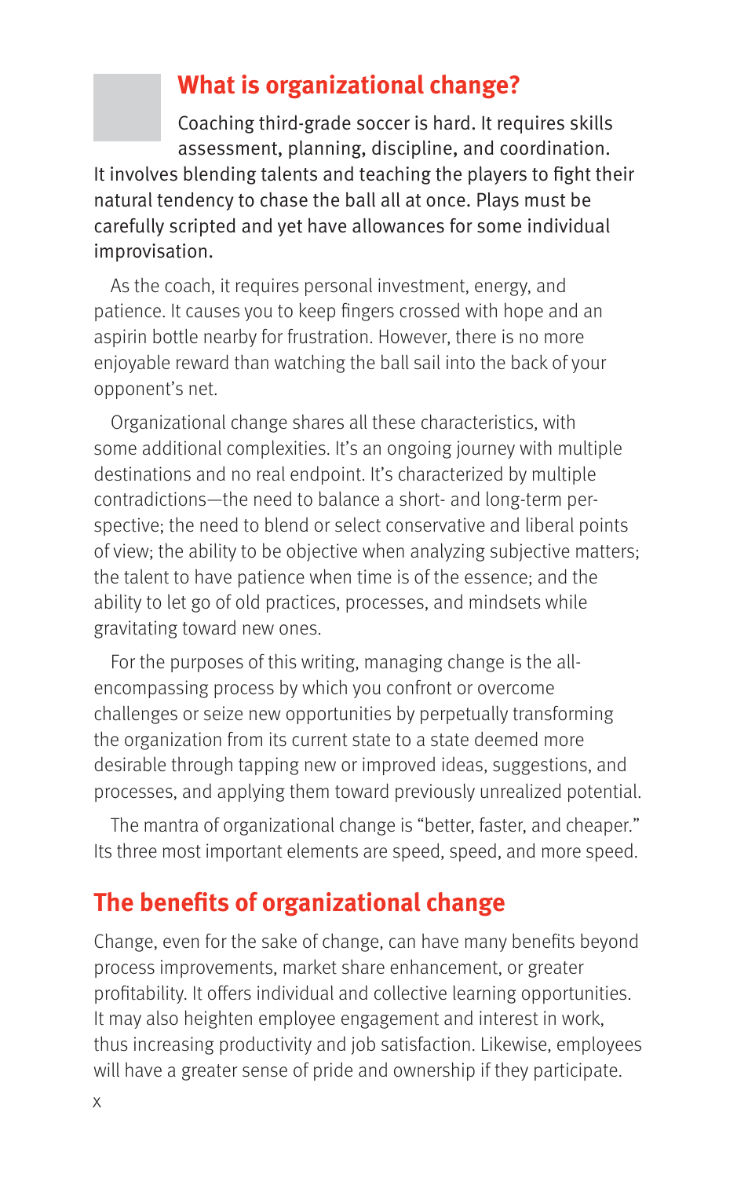## What is organizational change?

Coaching third-grade soccer is hard. It requires skills assessment, planning, discipline, and coordination. It involves blending talents and teaching the players to fight their natural tendency to chase the ball all at once. Plays must be carefully scripted and yet have allowances for some individual improvisation.

As the coach, it requires personal investment, energy, and patience. It causes you to keep fingers crossed with hope and an aspirin bottle nearby for frustration. However, there is no more enjoyable reward than watching the ball sail into the back of your opponent's net.

Organizational change shares all these characteristics, with some additional complexities. It's an ongoing journey with multiple destinations and no real endpoint. It's characterized by multiple contradictions—the need to balance a short- and long-term perspective; the need to blend or select conservative and liberal points of view; the ability to be objective when analyzing subjective matters; the talent to have patience when time is of the essence; and the ability to let go of old practices, processes, and mindsets while gravitating toward new ones.

For the purposes of this writing, managing change is the all-encompassing process by which you confront or overcome challenges or seize new opportunities by perpetually transforming the organization from its current state to a state deemed more desirable through tapping new or improved ideas, suggestions, and processes, and applying them toward previously unrealized potential.

The mantra of organizational change is "better, faster, and cheaper." Its three most important elements are speed, speed, and more speed.

## The benefits of organizational change

Change, even for the sake of change, can have many benefits beyond process improvements, market share enhancement, or greater profitability. It offers individual and collective learning opportunities. It may also heighten employee engagement and interest in work, thus increasing productivity and job satisfaction. Likewise, employees will have a greater sense of pride and ownership if they participate.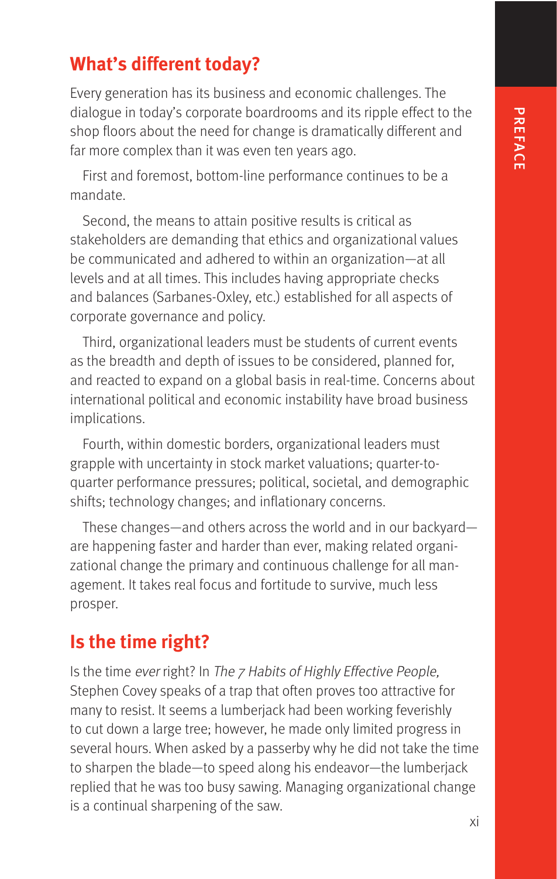## What's different today?

Every generation has its business and economic challenges. The dialogue in today's corporate boardrooms and its ripple effect to the shop floors about the need for change is dramatically different and far more complex than it was even ten years ago.

First and foremost, bottom-line performance continues to be a mandate.

Second, the means to attain positive results is critical as stakeholders are demanding that ethics and organizational values be communicated and adhered to within an organization—at all levels and at all times. This includes having appropriate checks and balances (Sarbanes-Oxley, etc.) established for all aspects of corporate governance and policy.

Third, organizational leaders must be students of current events as the breadth and depth of issues to be considered, planned for, and reacted to expand on a global basis in real-time. Concerns about international political and economic instability have broad business implications.

Fourth, within domestic borders, organizational leaders must grapple with uncertainty in stock market valuations; quarter-to-quarter performance pressures; political, societal, and demographic shifts; technology changes; and inflationary concerns.

These changes—and others across the world and in our backyard—are happening faster and harder than ever, making related organizational change the primary and continuous challenge for all management. It takes real focus and fortitude to survive, much less prosper.

## Is the time right?

Is the time *ever* right? In *The 7 Habits of Highly Effective People,* Stephen Covey speaks of a trap that often proves too attractive for many to resist. It seems a lumberjack had been working feverishly to cut down a large tree; however, he made only limited progress in several hours. When asked by a passerby why he did not take the time to sharpen the blade—to speed along his endeavor—the lumberjack replied that he was too busy sawing. Managing organizational change is a continual sharpening of the saw.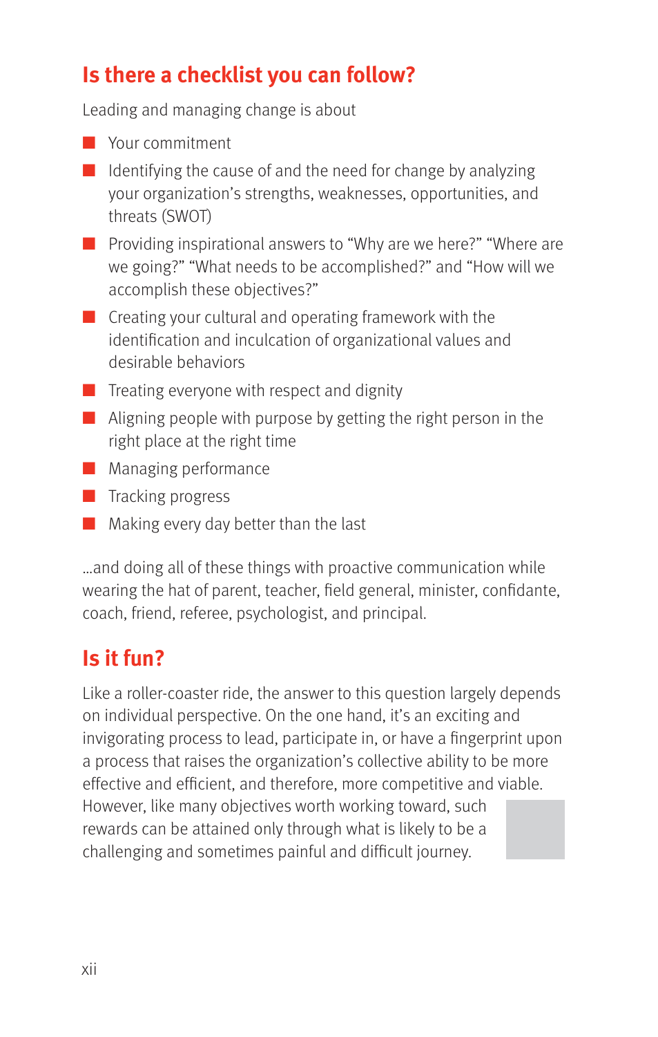## Is there a checklist you can follow?

Leading and managing change is about

- Your commitment
- Identifying the cause of and the need for change by analyzing your organization's strengths, weaknesses, opportunities, and threats (SWOT)
- Providing inspirational answers to "Why are we here?" "Where are we going?" "What needs to be accomplished?" and "How will we accomplish these objectives?"
- Creating your cultural and operating framework with the identification and inculcation of organizational values and desirable behaviors
- Treating everyone with respect and dignity
- Aligning people with purpose by getting the right person in the right place at the right time
- Managing performance
- Tracking progress
- Making every day better than the last

...and doing all of these things with proactive communication while wearing the hat of parent, teacher, field general, minister, confidante, coach, friend, referee, psychologist, and principal.

## Is it fun?

Like a roller-coaster ride, the answer to this question largely depends on individual perspective. On the one hand, it's an exciting and invigorating process to lead, participate in, or have a fingerprint upon a process that raises the organization's collective ability to be more effective and efficient, and therefore, more competitive and viable. However, like many objectives worth working toward, such rewards can be attained only through what is likely to be a challenging and sometimes painful and difficult journey.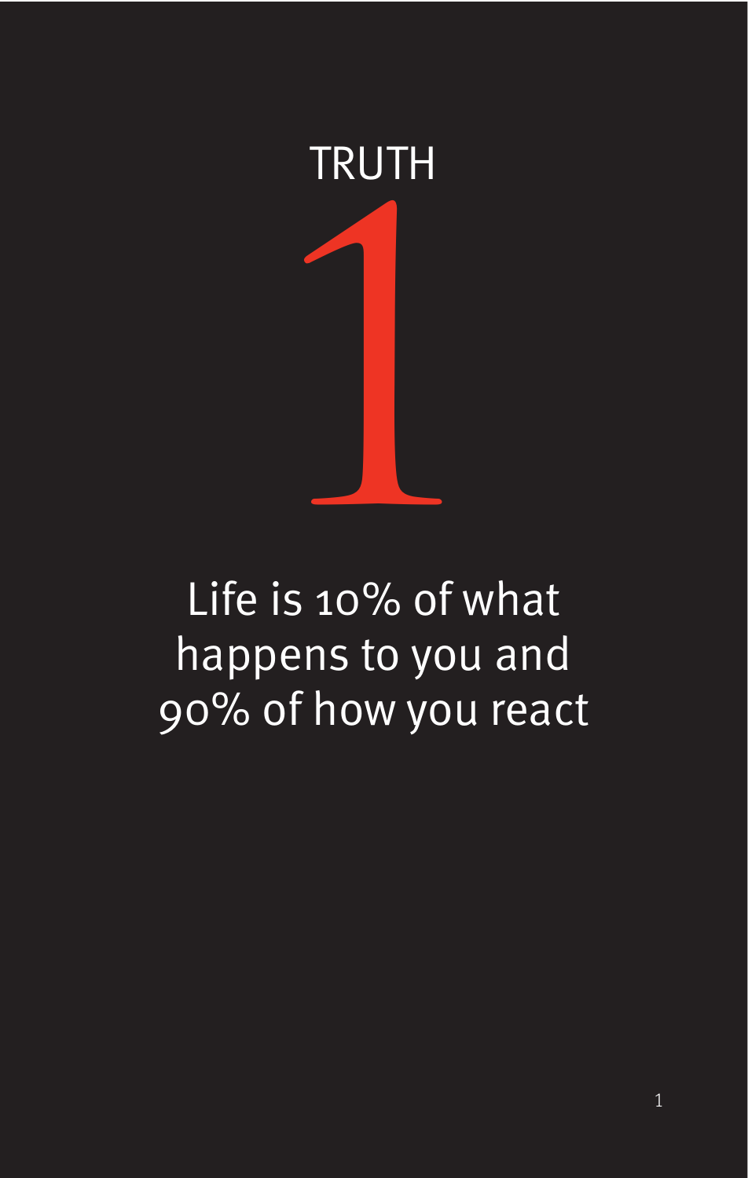# TRUTH 1

Life is 10% of what happens to you and 90% of how you react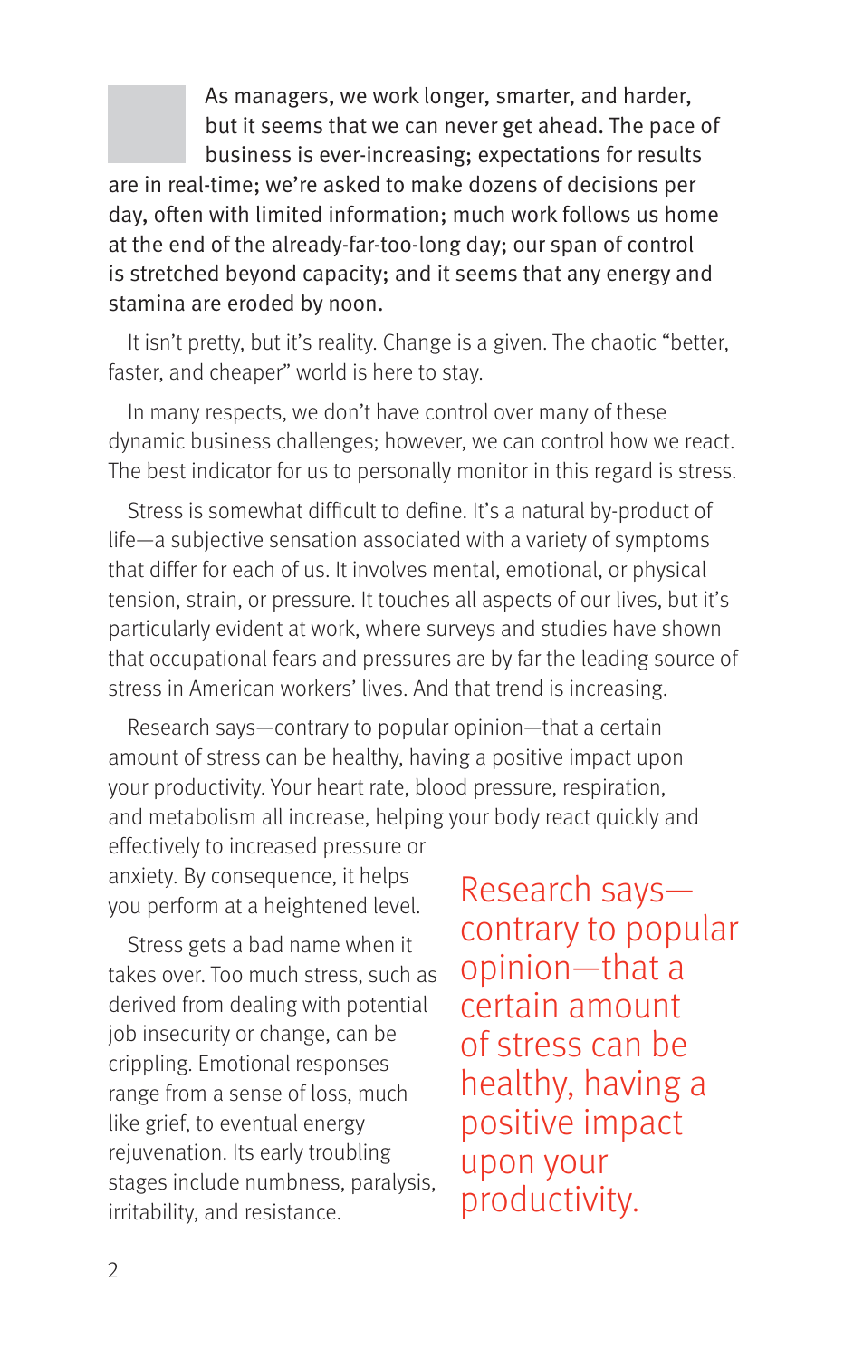As managers, we work longer, smarter, and harder, but it seems that we can never get ahead. The pace of business is ever-increasing; expectations for results are in real-time; we're asked to make dozens of decisions per day, often with limited information; much work follows us home at the end of the already-far-too-long day; our span of control is stretched beyond capacity; and it seems that any energy and stamina are eroded by noon.

It isn't pretty, but it's reality. Change is a given. The chaotic "better, faster, and cheaper" world is here to stay.

In many respects, we don't have control over many of these dynamic business challenges; however, we can control how we react. The best indicator for us to personally monitor in this regard is stress.

Stress is somewhat difficult to define. It's a natural by-product of life—a subjective sensation associated with a variety of symptoms that differ for each of us. It involves mental, emotional, or physical tension, strain, or pressure. It touches all aspects of our lives, but it's particularly evident at work, where surveys and studies have shown that occupational fears and pressures are by far the leading source of stress in American workers' lives. And that trend is increasing.

Research says—contrary to popular opinion—that a certain amount of stress can be healthy, having a positive impact upon your productivity. Your heart rate, blood pressure, respiration, and metabolism all increase, helping your body react quickly and effectively to increased pressure or anxiety. By consequence, it helps you perform at a heightened level.

> Research says—contrary to popular opinion—that a certain amount of stress can be healthy, having a positive impact upon your productivity.

Stress gets a bad name when it takes over. Too much stress, such as derived from dealing with potential job insecurity or change, can be crippling. Emotional responses range from a sense of loss, much like grief, to eventual energy rejuvenation. Its early troubling stages include numbness, paralysis, irritability, and resistance.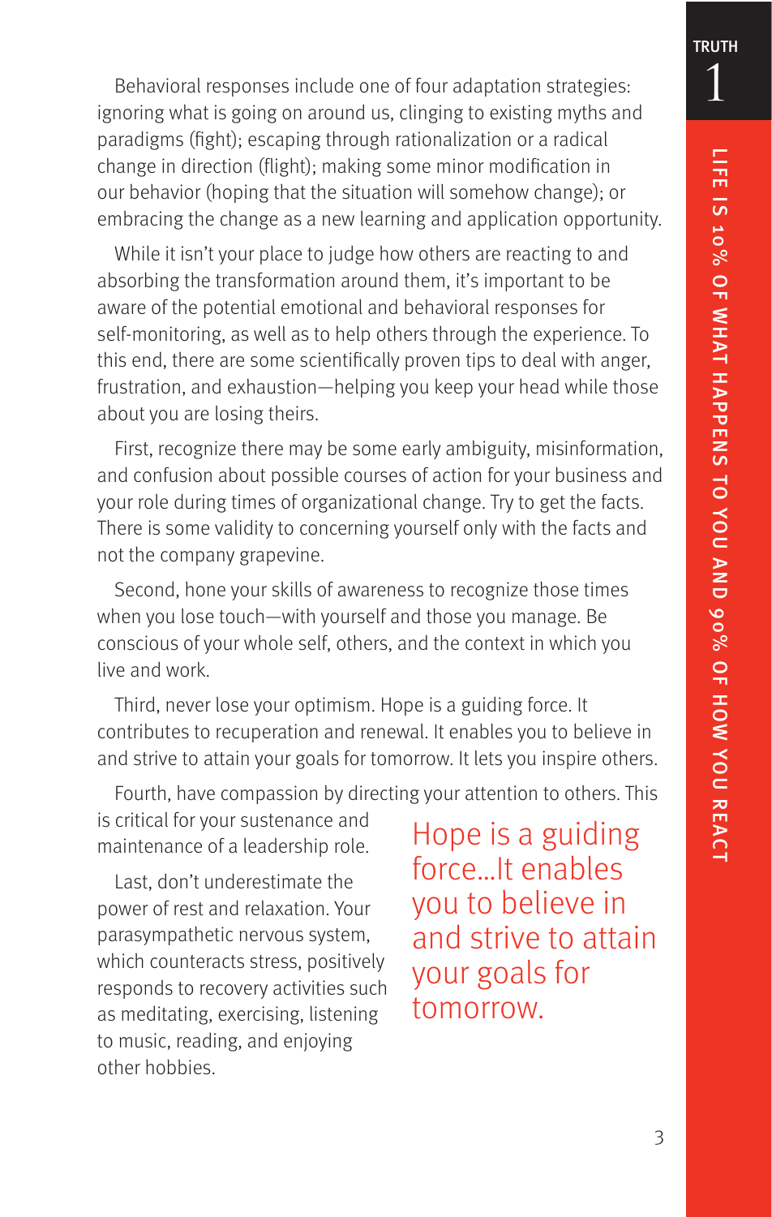Behavioral responses include one of four adaptation strategies: ignoring what is going on around us, clinging to existing myths and paradigms (fight); escaping through rationalization or a radical change in direction (flight); making some minor modification in our behavior (hoping that the situation will somehow change); or embracing the change as a new learning and application opportunity.

While it isn't your place to judge how others are reacting to and absorbing the transformation around them, it's important to be aware of the potential emotional and behavioral responses for self-monitoring, as well as to help others through the experience. To this end, there are some scientifically proven tips to deal with anger, frustration, and exhaustion—helping you keep your head while those about you are losing theirs.

First, recognize there may be some early ambiguity, misinformation, and confusion about possible courses of action for your business and your role during times of organizational change. Try to get the facts. There is some validity to concerning yourself only with the facts and not the company grapevine.

Second, hone your skills of awareness to recognize those times when you lose touch—with yourself and those you manage. Be conscious of your whole self, others, and the context in which you live and work.

Third, never lose your optimism. Hope is a guiding force. It contributes to recuperation and renewal. It enables you to believe in and strive to attain your goals for tomorrow. It lets you inspire others.

Fourth, have compassion by directing your attention to others. This is critical for your sustenance and maintenance of a leadership role.

Last, don't underestimate the power of rest and relaxation. Your parasympathetic nervous system, which counteracts stress, positively responds to recovery activities such as meditating, exercising, listening to music, reading, and enjoying other hobbies.

> Hope is a guiding force...It enables you to believe in and strive to attain your goals for tomorrow.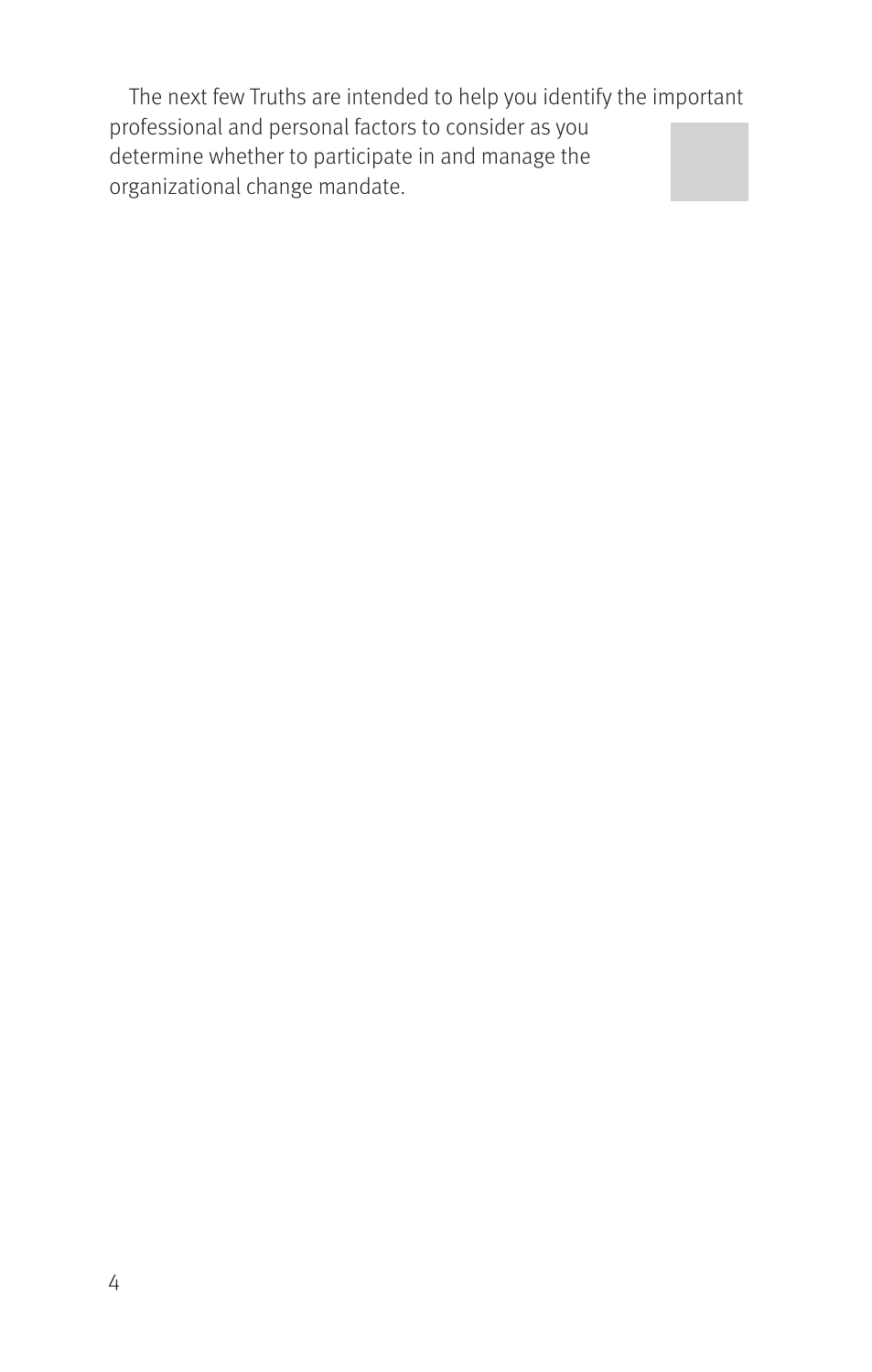The next few Truths are intended to help you identify the important professional and personal factors to consider as you determine whether to participate in and manage the organizational change mandate.